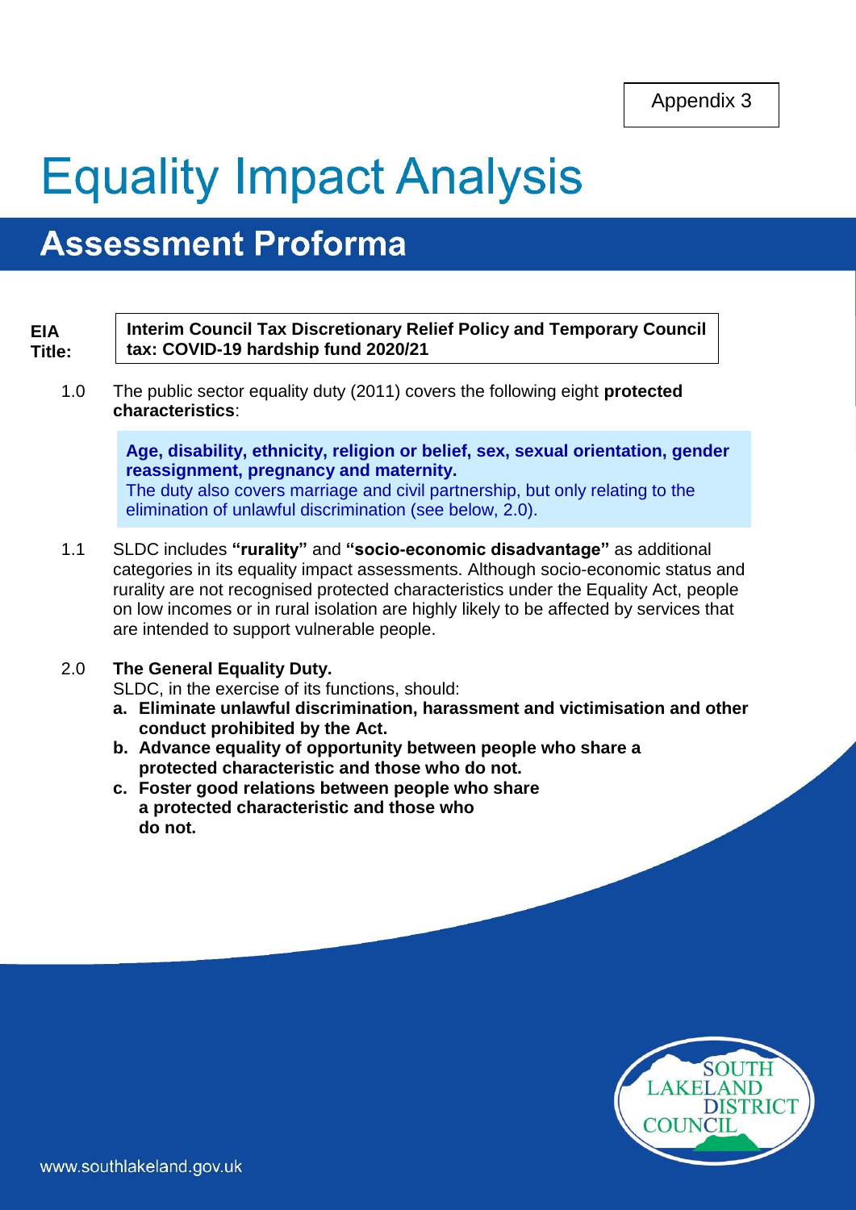Appendix 3

# Equality Impact Analysis

## Assessment Proforma

| **EIA Title:** | **Interim Council Tax Discretionary Relief Policy and Temporary Council tax: COVID-19 hardship fund 2020/21** |
|---|---|

1.0 The public sector equality duty (2011) covers the following eight **protected characteristics**:

> **Age, disability, ethnicity, religion or belief, sex, sexual orientation, gender reassignment, pregnancy and maternity.**
> The duty also covers marriage and civil partnership, but only relating to the elimination of unlawful discrimination (see below, 2.0).

1.1 SLDC includes **"rurality"** and **"socio-economic disadvantage"** as additional categories in its equality impact assessments. Although socio-economic status and rurality are not recognised protected characteristics under the Equality Act, people on low incomes or in rural isolation are highly likely to be affected by services that are intended to support vulnerable people.

2.0 **The General Equality Duty.**
SLDC, in the exercise of its functions, should:

- **a. Eliminate unlawful discrimination, harassment and victimisation and other conduct prohibited by the Act.**
- **b. Advance equality of opportunity between people who share a protected characteristic and those who do not.**
- **c. Foster good relations between people who share a protected characteristic and those who do not.**

www.southlakeland.gov.uk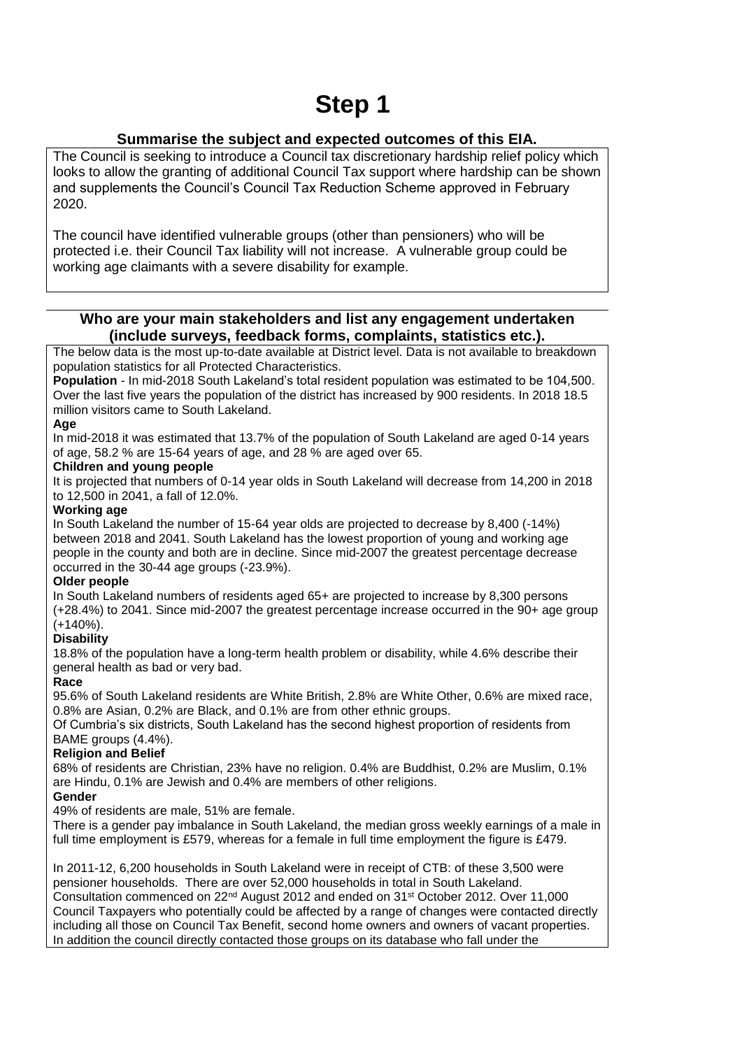# Step 1

## Summarise the subject and expected outcomes of this EIA.

The Council is seeking to introduce a Council tax discretionary hardship relief policy which looks to allow the granting of additional Council Tax support where hardship can be shown and supplements the Council's Council Tax Reduction Scheme approved in February 2020.

The council have identified vulnerable groups (other than pensioners) who will be protected i.e. their Council Tax liability will not increase. A vulnerable group could be working age claimants with a severe disability for example.

## Who are your main stakeholders and list any engagement undertaken (include surveys, feedback forms, complaints, statistics etc.).

The below data is the most up-to-date available at District level. Data is not available to breakdown population statistics for all Protected Characteristics.

**Population** - In mid-2018 South Lakeland's total resident population was estimated to be 104,500. Over the last five years the population of the district has increased by 900 residents. In 2018 18.5 million visitors came to South Lakeland.

**Age**

In mid-2018 it was estimated that 13.7% of the population of South Lakeland are aged 0-14 years of age, 58.2 % are 15-64 years of age, and 28 % are aged over 65.

**Children and young people**

It is projected that numbers of 0-14 year olds in South Lakeland will decrease from 14,200 in 2018 to 12,500 in 2041, a fall of 12.0%.

**Working age**

In South Lakeland the number of 15-64 year olds are projected to decrease by 8,400 (-14%) between 2018 and 2041. South Lakeland has the lowest proportion of young and working age people in the county and both are in decline. Since mid-2007 the greatest percentage decrease occurred in the 30-44 age groups (-23.9%).

**Older people**

In South Lakeland numbers of residents aged 65+ are projected to increase by 8,300 persons (+28.4%) to 2041. Since mid-2007 the greatest percentage increase occurred in the 90+ age group (+140%).

**Disability**

18.8% of the population have a long-term health problem or disability, while 4.6% describe their general health as bad or very bad.

**Race**

95.6% of South Lakeland residents are White British, 2.8% are White Other, 0.6% are mixed race, 0.8% are Asian, 0.2% are Black, and 0.1% are from other ethnic groups.

Of Cumbria's six districts, South Lakeland has the second highest proportion of residents from BAME groups (4.4%).

**Religion and Belief**

68% of residents are Christian, 23% have no religion. 0.4% are Buddhist, 0.2% are Muslim, 0.1% are Hindu, 0.1% are Jewish and 0.4% are members of other religions.

**Gender**

49% of residents are male, 51% are female.

There is a gender pay imbalance in South Lakeland, the median gross weekly earnings of a male in full time employment is £579, whereas for a female in full time employment the figure is £479.

In 2011-12, 6,200 households in South Lakeland were in receipt of CTB: of these 3,500 were pensioner households. There are over 52,000 households in total in South Lakeland. Consultation commenced on 22nd August 2012 and ended on 31st October 2012. Over 11,000 Council Taxpayers who potentially could be affected by a range of changes were contacted directly including all those on Council Tax Benefit, second home owners and owners of vacant properties. In addition the council directly contacted those groups on its database who fall under the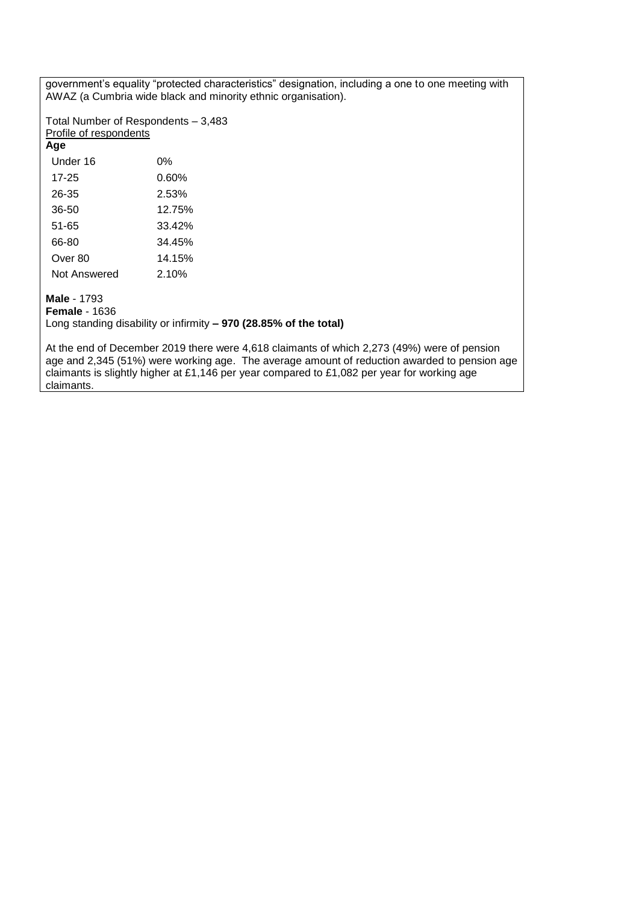government's equality "protected characteristics" designation, including a one to one meeting with AWAZ (a Cumbria wide black and minority ethnic organisation).

Total Number of Respondents – 3,483

Profile of respondents

**Age**

| | |
|---|---|
| Under 16 | 0% |
| 17-25 | 0.60% |
| 26-35 | 2.53% |
| 36-50 | 12.75% |
| 51-65 | 33.42% |
| 66-80 | 34.45% |
| Over 80 | 14.15% |
| Not Answered | 2.10% |

**Male** - 1793

**Female** - 1636

Long standing disability or infirmity **– 970 (28.85% of the total)**

At the end of December 2019 there were 4,618 claimants of which 2,273 (49%) were of pension age and 2,345 (51%) were working age. The average amount of reduction awarded to pension age claimants is slightly higher at £1,146 per year compared to £1,082 per year for working age claimants.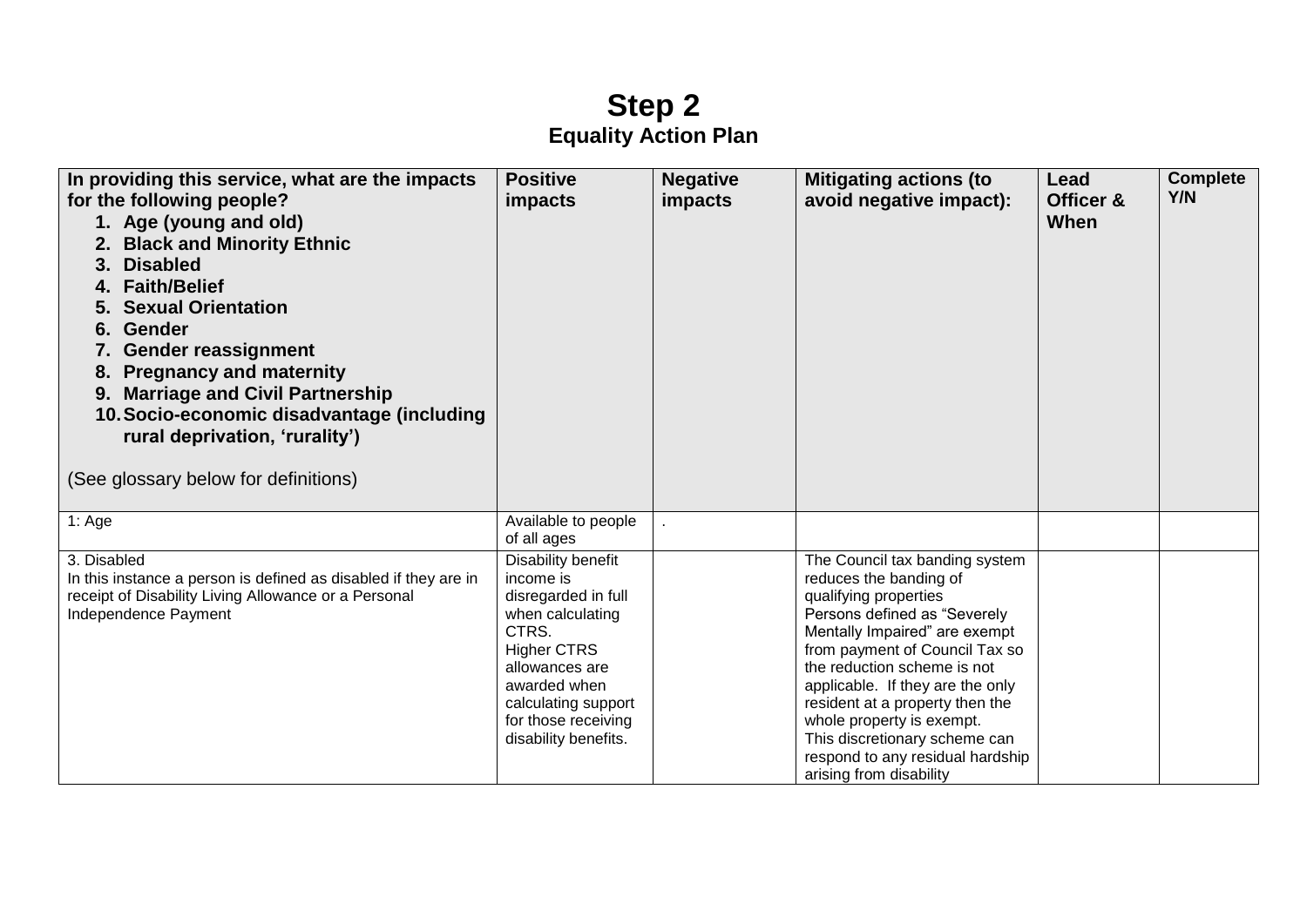# Step 2

## Equality Action Plan

| In providing this service, what are the impacts for the following people?<br>1. Age (young and old)<br>2. Black and Minority Ethnic<br>3. Disabled<br>4. Faith/Belief<br>5. Sexual Orientation<br>6. Gender<br>7. Gender reassignment<br>8. Pregnancy and maternity<br>9. Marriage and Civil Partnership<br>10. Socio-economic disadvantage (including rural deprivation, 'rurality')<br><br>(See glossary below for definitions) | Positive impacts | Negative impacts | Mitigating actions (to avoid negative impact): | Lead Officer & When | Complete Y/N |
|---|---|---|---|---|---|
| 1: Age | Available to people of all ages | . | | | |
| 3. Disabled<br>In this instance a person is defined as disabled if they are in receipt of Disability Living Allowance or a Personal Independence Payment | Disability benefit income is disregarded in full when calculating CTRS.<br>Higher CTRS allowances are awarded when calculating support for those receiving disability benefits. | | The Council tax banding system reduces the banding of qualifying properties<br>Persons defined as "Severely Mentally Impaired" are exempt from payment of Council Tax so the reduction scheme is not applicable. If they are the only resident at a property then the whole property is exempt.<br>This discretionary scheme can respond to any residual hardship arising from disability | | |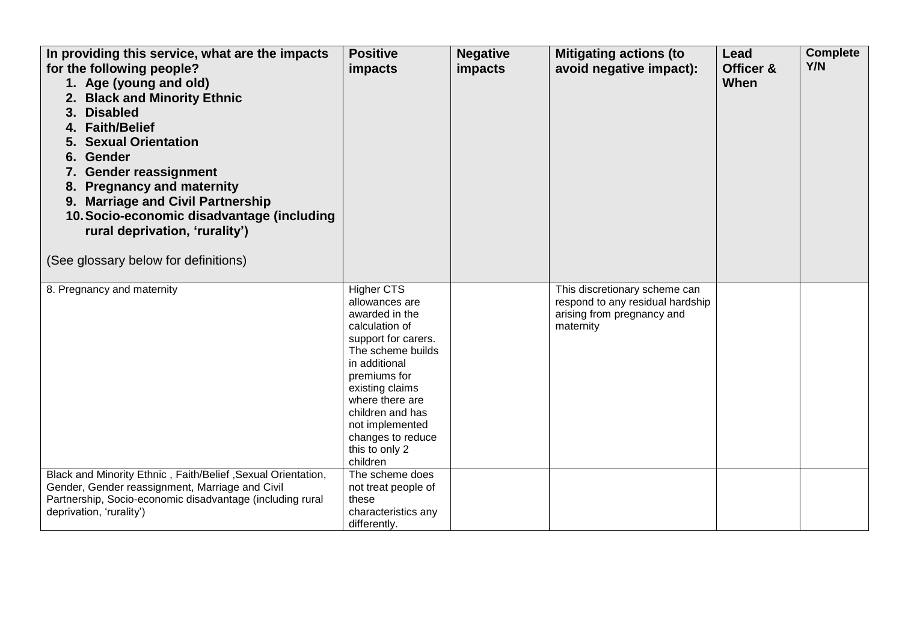| In providing this service, what are the impacts for the following people?<br>1. Age (young and old)<br>2. Black and Minority Ethnic<br>3. Disabled<br>4. Faith/Belief<br>5. Sexual Orientation<br>6. Gender<br>7. Gender reassignment<br>8. Pregnancy and maternity<br>9. Marriage and Civil Partnership<br>10. Socio-economic disadvantage (including rural deprivation, 'rurality')<br><br>(See glossary below for definitions) | Positive impacts | Negative impacts | Mitigating actions (to avoid negative impact): | Lead Officer & When | Complete Y/N |
|---|---|---|---|---|---|
| 8. Pregnancy and maternity | Higher CTS allowances are awarded in the calculation of support for carers. The scheme builds in additional premiums for existing claims where there are children and has not implemented changes to reduce this to only 2 children | | This discretionary scheme can respond to any residual hardship arising from pregnancy and maternity | | |
| Black and Minority Ethnic , Faith/Belief ,Sexual Orientation, Gender, Gender reassignment, Marriage and Civil Partnership, Socio-economic disadvantage (including rural deprivation, 'rurality') | The scheme does not treat people of these characteristics any differently. | | | | |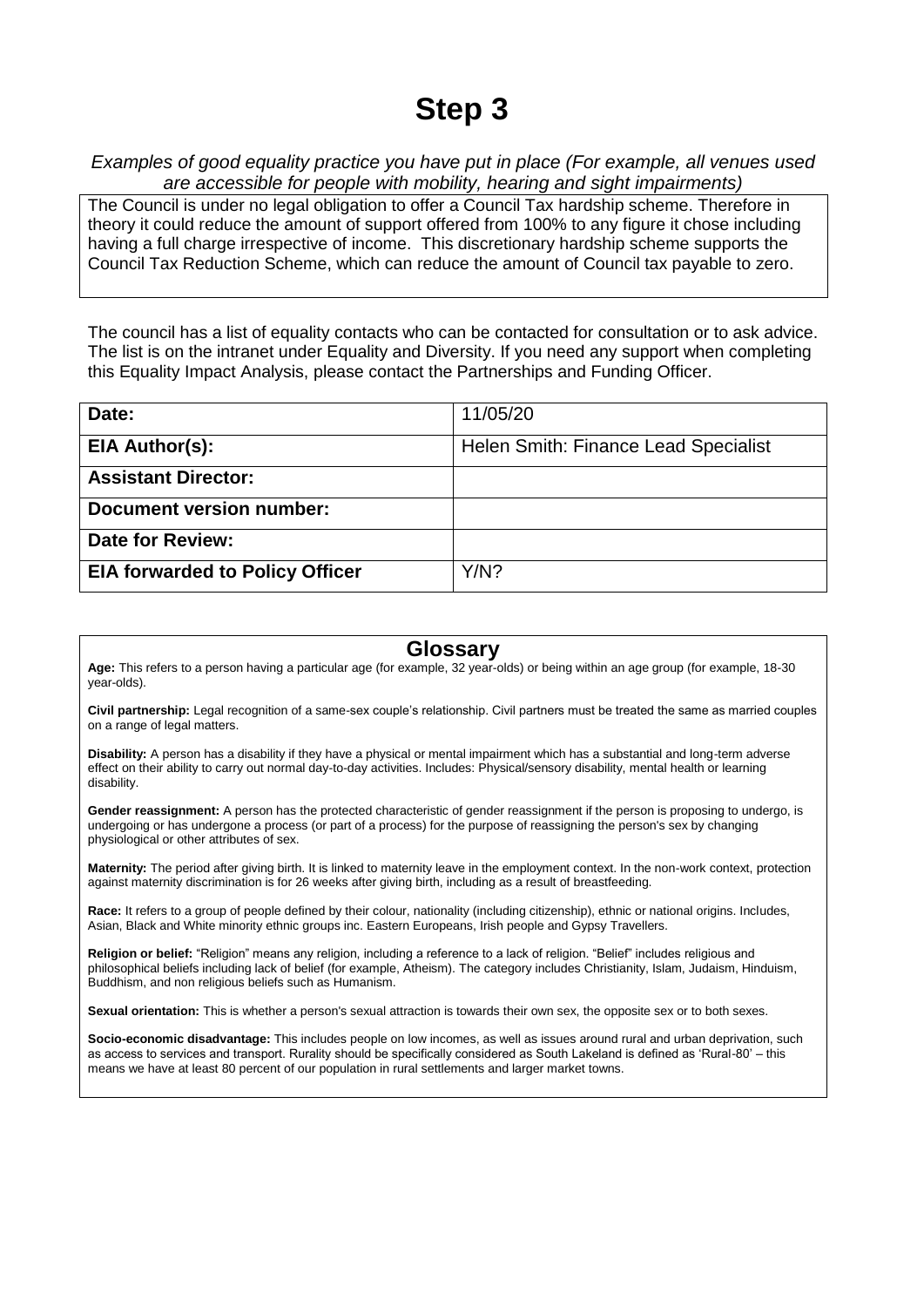# Step 3

*Examples of good equality practice you have put in place (For example, all venues used are accessible for people with mobility, hearing and sight impairments)*

The Council is under no legal obligation to offer a Council Tax hardship scheme. Therefore in theory it could reduce the amount of support offered from 100% to any figure it chose including having a full charge irrespective of income. This discretionary hardship scheme supports the Council Tax Reduction Scheme, which can reduce the amount of Council tax payable to zero.

The council has a list of equality contacts who can be contacted for consultation or to ask advice. The list is on the intranet under Equality and Diversity. If you need any support when completing this Equality Impact Analysis, please contact the Partnerships and Funding Officer.

| | |
|---|---|
| **Date:** | 11/05/20 |
| **EIA Author(s):** | Helen Smith: Finance Lead Specialist |
| **Assistant Director:** | |
| **Document version number:** | |
| **Date for Review:** | |
| **EIA forwarded to Policy Officer** | Y/N? |

## Glossary

**Age:** This refers to a person having a particular age (for example, 32 year-olds) or being within an age group (for example, 18-30 year-olds).

**Civil partnership:** Legal recognition of a same-sex couple's relationship. Civil partners must be treated the same as married couples on a range of legal matters.

**Disability:** A person has a disability if they have a physical or mental impairment which has a substantial and long-term adverse effect on their ability to carry out normal day-to-day activities. Includes: Physical/sensory disability, mental health or learning disability.

**Gender reassignment:** A person has the protected characteristic of gender reassignment if the person is proposing to undergo, is undergoing or has undergone a process (or part of a process) for the purpose of reassigning the person's sex by changing physiological or other attributes of sex.

**Maternity:** The period after giving birth. It is linked to maternity leave in the employment context. In the non-work context, protection against maternity discrimination is for 26 weeks after giving birth, including as a result of breastfeeding.

**Race:** It refers to a group of people defined by their colour, nationality (including citizenship), ethnic or national origins. Includes, Asian, Black and White minority ethnic groups inc. Eastern Europeans, Irish people and Gypsy Travellers.

**Religion or belief:** "Religion" means any religion, including a reference to a lack of religion. "Belief" includes religious and philosophical beliefs including lack of belief (for example, Atheism). The category includes Christianity, Islam, Judaism, Hinduism, Buddhism, and non religious beliefs such as Humanism.

**Sexual orientation:** This is whether a person's sexual attraction is towards their own sex, the opposite sex or to both sexes.

**Socio-economic disadvantage:** This includes people on low incomes, as well as issues around rural and urban deprivation, such as access to services and transport. Rurality should be specifically considered as South Lakeland is defined as 'Rural-80' – this means we have at least 80 percent of our population in rural settlements and larger market towns.